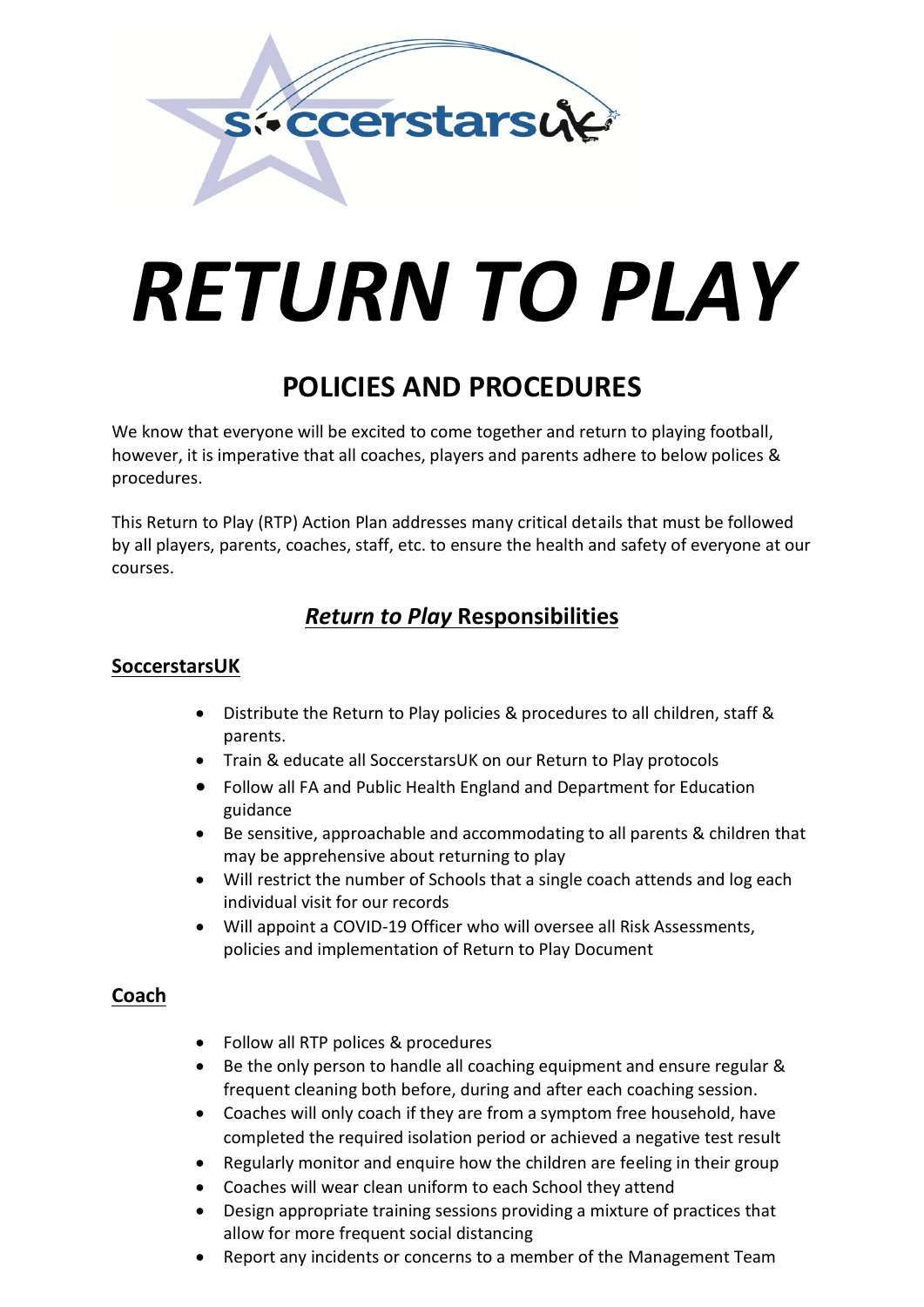# *RETURN TO PLAY*

## POLICIES AND PROCEDURES

We know that everyone will be excited to come together and return to playing football, however, it is imperative that all coaches, players and parents adhere to below polices & procedures.

This Return to Play (RTP) Action Plan addresses many critical details that must be followed by all players, parents, coaches, staff, etc. to ensure the health and safety of everyone at our courses.

## ***Return to Play*** **Responsibilities**

### SoccerstarsUK

- Distribute the Return to Play policies & procedures to all children, staff & parents.
- Train & educate all SoccerstarsUK on our Return to Play protocols
- Follow all FA and Public Health England and Department for Education guidance
- Be sensitive, approachable and accommodating to all parents & children that may be apprehensive about returning to play
- Will restrict the number of Schools that a single coach attends and log each individual visit for our records
- Will appoint a COVID-19 Officer who will oversee all Risk Assessments, policies and implementation of Return to Play Document

### Coach

- Follow all RTP polices & procedures
- Be the only person to handle all coaching equipment and ensure regular & frequent cleaning both before, during and after each coaching session.
- Coaches will only coach if they are from a symptom free household, have completed the required isolation period or achieved a negative test result
- Regularly monitor and enquire how the children are feeling in their group
- Coaches will wear clean uniform to each School they attend
- Design appropriate training sessions providing a mixture of practices that allow for more frequent social distancing
- Report any incidents or concerns to a member of the Management Team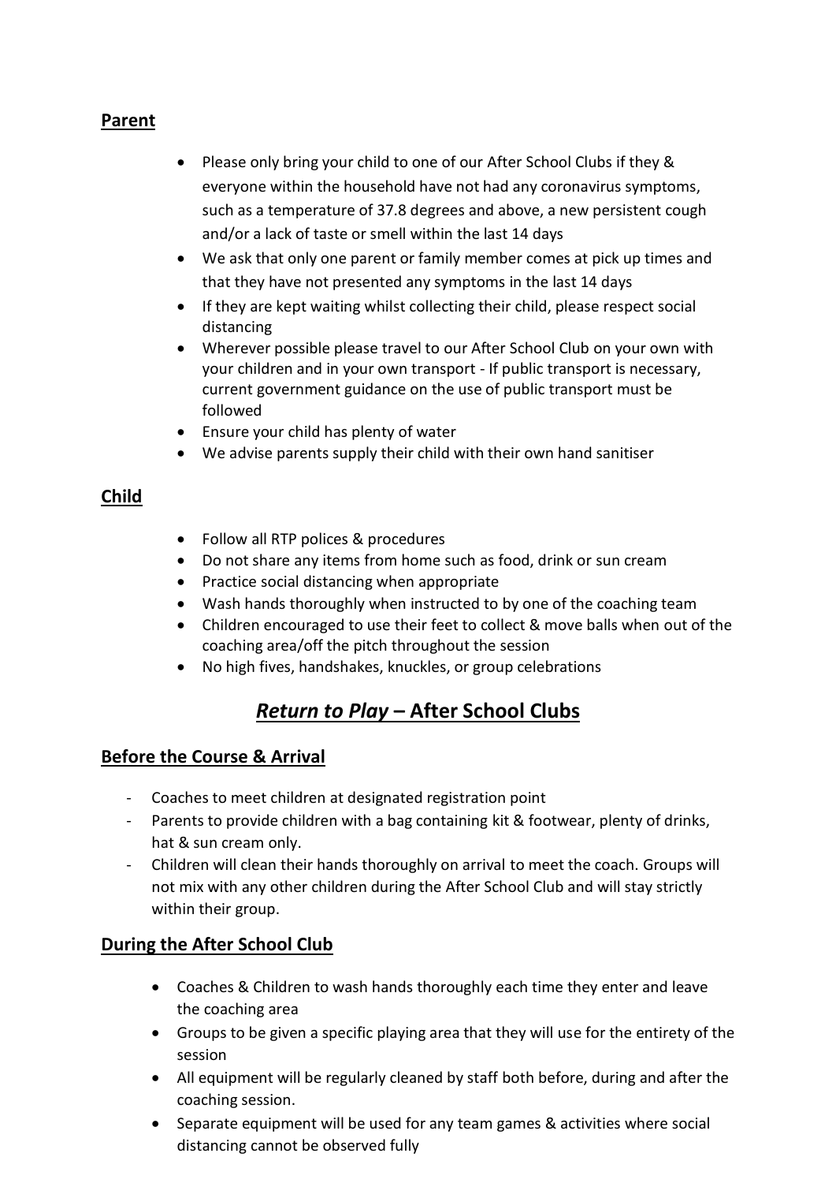## Parent

- Please only bring your child to one of our After School Clubs if they & everyone within the household have not had any coronavirus symptoms, such as a temperature of 37.8 degrees and above, a new persistent cough and/or a lack of taste or smell within the last 14 days
- We ask that only one parent or family member comes at pick up times and that they have not presented any symptoms in the last 14 days
- If they are kept waiting whilst collecting their child, please respect social distancing
- Wherever possible please travel to our After School Club on your own with your children and in your own transport - If public transport is necessary, current government guidance on the use of public transport must be followed
- Ensure your child has plenty of water
- We advise parents supply their child with their own hand sanitiser

## Child

- Follow all RTP polices & procedures
- Do not share any items from home such as food, drink or sun cream
- Practice social distancing when appropriate
- Wash hands thoroughly when instructed to by one of the coaching team
- Children encouraged to use their feet to collect & move balls when out of the coaching area/off the pitch throughout the session
- No high fives, handshakes, knuckles, or group celebrations

# *Return to Play* – After School Clubs

## Before the Course & Arrival

- Coaches to meet children at designated registration point
- Parents to provide children with a bag containing kit & footwear, plenty of drinks, hat & sun cream only.
- Children will clean their hands thoroughly on arrival to meet the coach. Groups will not mix with any other children during the After School Club and will stay strictly within their group.

## During the After School Club

- Coaches & Children to wash hands thoroughly each time they enter and leave the coaching area
- Groups to be given a specific playing area that they will use for the entirety of the session
- All equipment will be regularly cleaned by staff both before, during and after the coaching session.
- Separate equipment will be used for any team games & activities where social distancing cannot be observed fully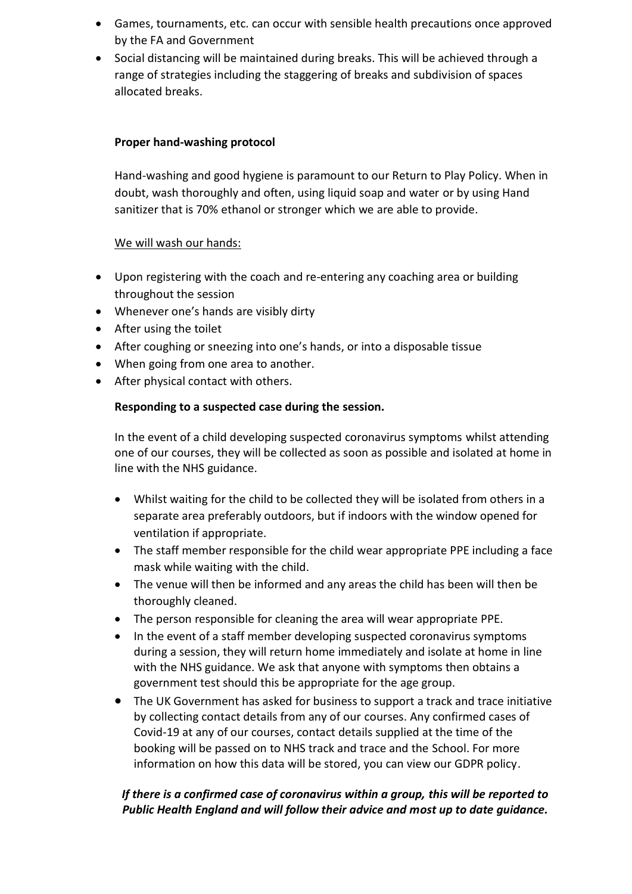- Games, tournaments, etc. can occur with sensible health precautions once approved by the FA and Government
- Social distancing will be maintained during breaks. This will be achieved through a range of strategies including the staggering of breaks and subdivision of spaces allocated breaks.

**Proper hand-washing protocol**

Hand-washing and good hygiene is paramount to our Return to Play Policy. When in doubt, wash thoroughly and often, using liquid soap and water or by using Hand sanitizer that is 70% ethanol or stronger which we are able to provide.

<u>We will wash our hands:</u>

- Upon registering with the coach and re-entering any coaching area or building throughout the session
- Whenever one's hands are visibly dirty
- After using the toilet
- After coughing or sneezing into one's hands, or into a disposable tissue
- When going from one area to another.
- After physical contact with others.

**Responding to a suspected case during the session.**

In the event of a child developing suspected coronavirus symptoms whilst attending one of our courses, they will be collected as soon as possible and isolated at home in line with the NHS guidance.

- Whilst waiting for the child to be collected they will be isolated from others in a separate area preferably outdoors, but if indoors with the window opened for ventilation if appropriate.
- The staff member responsible for the child wear appropriate PPE including a face mask while waiting with the child.
- The venue will then be informed and any areas the child has been will then be thoroughly cleaned.
- The person responsible for cleaning the area will wear appropriate PPE.
- In the event of a staff member developing suspected coronavirus symptoms during a session, they will return home immediately and isolate at home in line with the NHS guidance. We ask that anyone with symptoms then obtains a government test should this be appropriate for the age group.
- The UK Government has asked for business to support a track and trace initiative by collecting contact details from any of our courses. Any confirmed cases of Covid-19 at any of our courses, contact details supplied at the time of the booking will be passed on to NHS track and trace and the School. For more information on how this data will be stored, you can view our GDPR policy.

***If there is a confirmed case of coronavirus within a group, this will be reported to Public Health England and will follow their advice and most up to date guidance.***